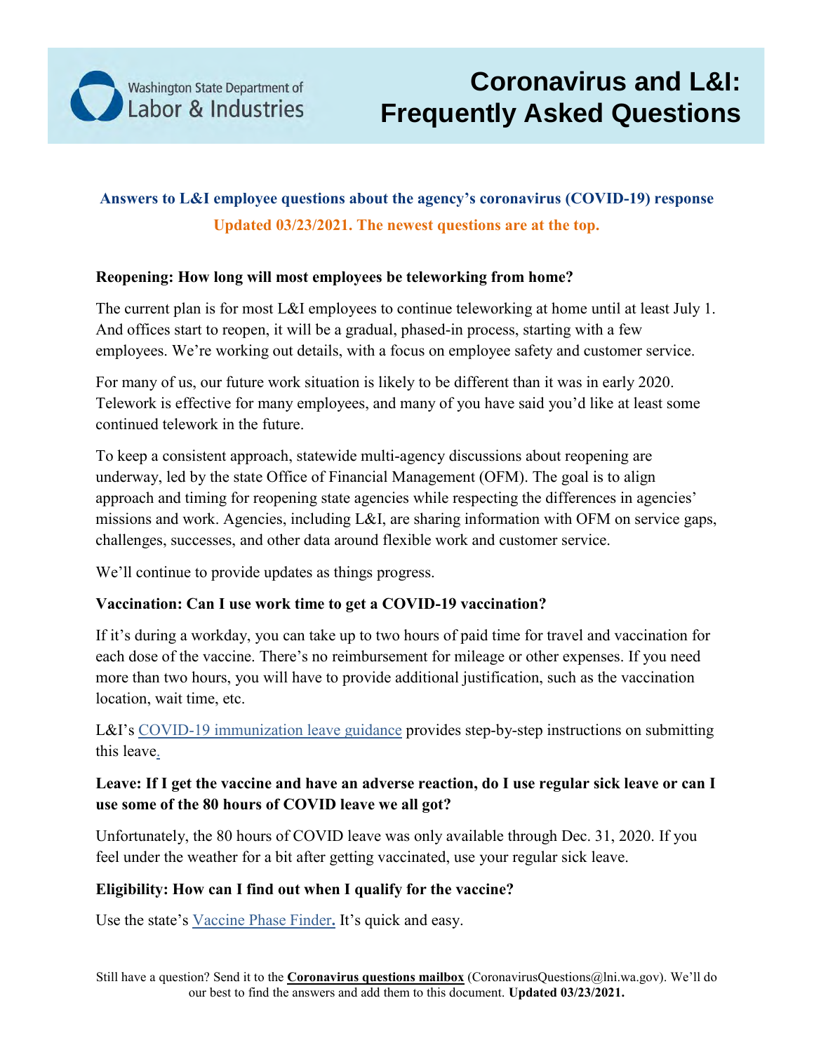Washington State Department of Labor & Industries

# Coronavirus and L&I: Frequently Asked Questions

**Answers to L&I employee questions about the agency's coronavirus (COVID-19) response**

**Updated 03/23/2021. The newest questions are at the top.**

**Reopening: How long will most employees be teleworking from home?**

The current plan is for most L&I employees to continue teleworking at home until at least July 1. And offices start to reopen, it will be a gradual, phased-in process, starting with a few employees. We're working out details, with a focus on employee safety and customer service.

For many of us, our future work situation is likely to be different than it was in early 2020. Telework is effective for many employees, and many of you have said you'd like at least some continued telework in the future.

To keep a consistent approach, statewide multi-agency discussions about reopening are underway, led by the state Office of Financial Management (OFM). The goal is to align approach and timing for reopening state agencies while respecting the differences in agencies' missions and work. Agencies, including L&I, are sharing information with OFM on service gaps, challenges, successes, and other data around flexible work and customer service.

We'll continue to provide updates as things progress.

**Vaccination: Can I use work time to get a COVID-19 vaccination?**

If it's during a workday, you can take up to two hours of paid time for travel and vaccination for each dose of the vaccine. There's no reimbursement for mileage or other expenses. If you need more than two hours, you will have to provide additional justification, such as the vaccination location, wait time, etc.

L&I's COVID-19 immunization leave guidance provides step-by-step instructions on submitting this leave.

**Leave: If I get the vaccine and have an adverse reaction, do I use regular sick leave or can I use some of the 80 hours of COVID leave we all got?**

Unfortunately, the 80 hours of COVID leave was only available through Dec. 31, 2020. If you feel under the weather for a bit after getting vaccinated, use your regular sick leave.

**Eligibility: How can I find out when I qualify for the vaccine?**

Use the state's Vaccine Phase Finder**.** It's quick and easy.

Still have a question? Send it to the **Coronavirus questions mailbox** (CoronavirusQuestions@lni.wa.gov). We'll do our best to find the answers and add them to this document. **Updated 03/23/2021.**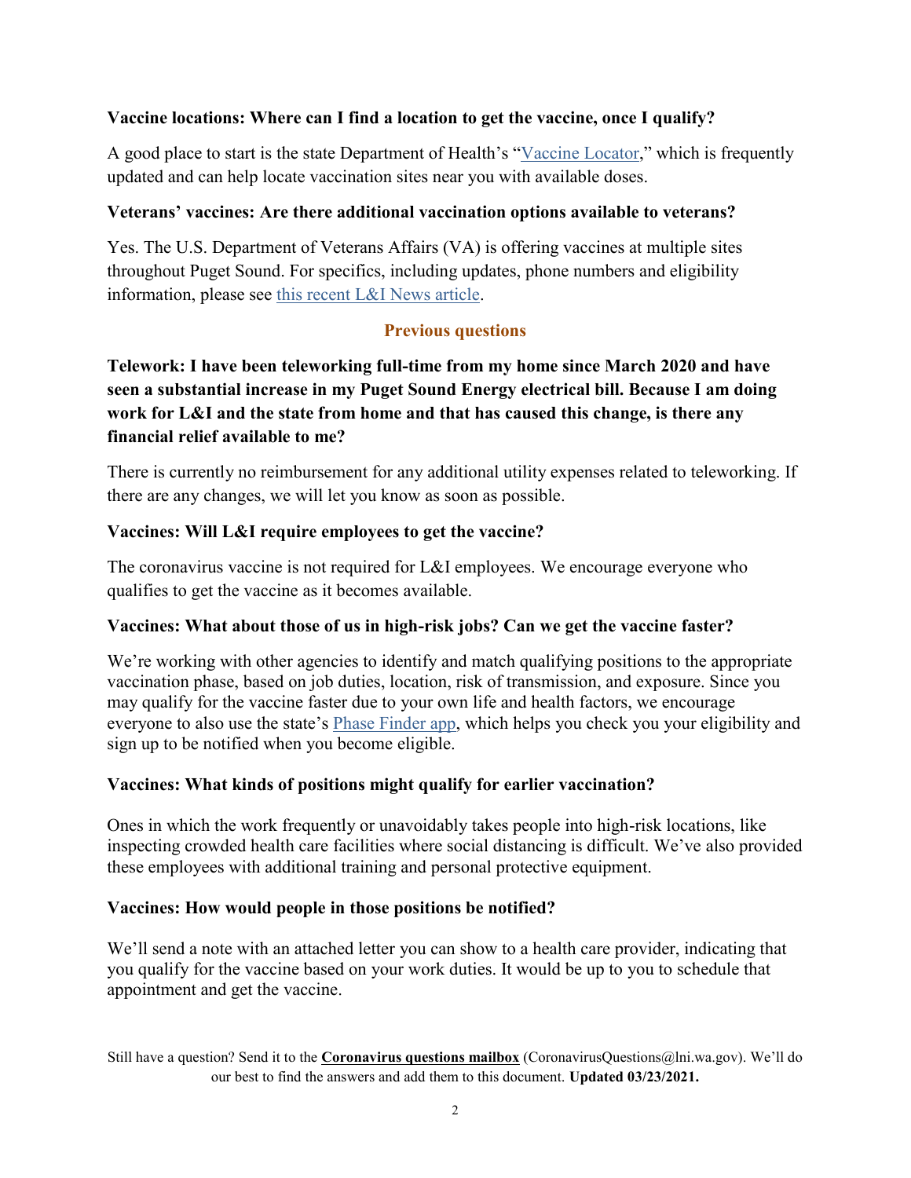**Vaccine locations: Where can I find a location to get the vaccine, once I qualify?**

A good place to start is the state Department of Health's "Vaccine Locator," which is frequently updated and can help locate vaccination sites near you with available doses.

**Veterans' vaccines: Are there additional vaccination options available to veterans?**

Yes. The U.S. Department of Veterans Affairs (VA) is offering vaccines at multiple sites throughout Puget Sound. For specifics, including updates, phone numbers and eligibility information, please see this recent L&I News article.

## Previous questions

**Telework: I have been teleworking full-time from my home since March 2020 and have seen a substantial increase in my Puget Sound Energy electrical bill. Because I am doing work for L&I and the state from home and that has caused this change, is there any financial relief available to me?**

There is currently no reimbursement for any additional utility expenses related to teleworking. If there are any changes, we will let you know as soon as possible.

**Vaccines: Will L&I require employees to get the vaccine?**

The coronavirus vaccine is not required for L&I employees. We encourage everyone who qualifies to get the vaccine as it becomes available.

**Vaccines: What about those of us in high-risk jobs? Can we get the vaccine faster?**

We're working with other agencies to identify and match qualifying positions to the appropriate vaccination phase, based on job duties, location, risk of transmission, and exposure. Since you may qualify for the vaccine faster due to your own life and health factors, we encourage everyone to also use the state's Phase Finder app, which helps you check you your eligibility and sign up to be notified when you become eligible.

**Vaccines: What kinds of positions might qualify for earlier vaccination?**

Ones in which the work frequently or unavoidably takes people into high-risk locations, like inspecting crowded health care facilities where social distancing is difficult. We've also provided these employees with additional training and personal protective equipment.

**Vaccines: How would people in those positions be notified?**

We'll send a note with an attached letter you can show to a health care provider, indicating that you qualify for the vaccine based on your work duties. It would be up to you to schedule that appointment and get the vaccine.

Still have a question? Send it to the **Coronavirus questions mailbox** (CoronavirusQuestions@lni.wa.gov). We'll do our best to find the answers and add them to this document. **Updated 03/23/2021.**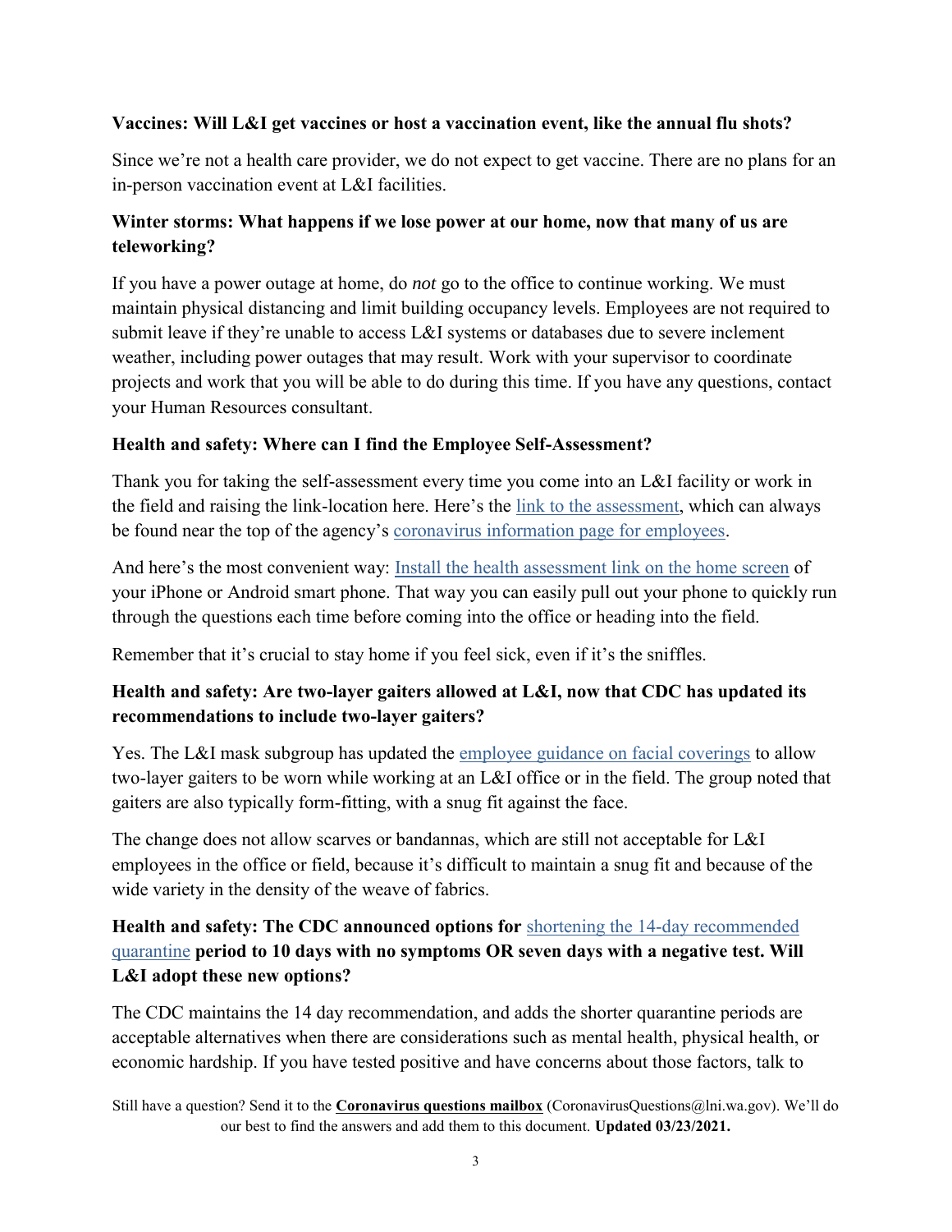**Vaccines: Will L&I get vaccines or host a vaccination event, like the annual flu shots?**

Since we're not a health care provider, we do not expect to get vaccine. There are no plans for an in-person vaccination event at L&I facilities.

**Winter storms: What happens if we lose power at our home, now that many of us are teleworking?**

If you have a power outage at home, do *not* go to the office to continue working. We must maintain physical distancing and limit building occupancy levels. Employees are not required to submit leave if they're unable to access L&I systems or databases due to severe inclement weather, including power outages that may result. Work with your supervisor to coordinate projects and work that you will be able to do during this time. If you have any questions, contact your Human Resources consultant.

**Health and safety: Where can I find the Employee Self-Assessment?**

Thank you for taking the self-assessment every time you come into an L&I facility or work in the field and raising the link-location here. Here's the link to the assessment, which can always be found near the top of the agency's coronavirus information page for employees.

And here's the most convenient way: Install the health assessment link on the home screen of your iPhone or Android smart phone. That way you can easily pull out your phone to quickly run through the questions each time before coming into the office or heading into the field.

Remember that it's crucial to stay home if you feel sick, even if it's the sniffles.

**Health and safety: Are two-layer gaiters allowed at L&I, now that CDC has updated its recommendations to include two-layer gaiters?**

Yes. The L&I mask subgroup has updated the employee guidance on facial coverings to allow two-layer gaiters to be worn while working at an L&I office or in the field. The group noted that gaiters are also typically form-fitting, with a snug fit against the face.

The change does not allow scarves or bandannas, which are still not acceptable for L&I employees in the office or field, because it's difficult to maintain a snug fit and because of the wide variety in the density of the weave of fabrics.

**Health and safety: The CDC announced options for** shortening the 14-day recommended quarantine **period to 10 days with no symptoms OR seven days with a negative test. Will L&I adopt these new options?**

The CDC maintains the 14 day recommendation, and adds the shorter quarantine periods are acceptable alternatives when there are considerations such as mental health, physical health, or economic hardship. If you have tested positive and have concerns about those factors, talk to

Still have a question? Send it to the **Coronavirus questions mailbox** (CoronavirusQuestions@lni.wa.gov). We'll do our best to find the answers and add them to this document. **Updated 03/23/2021.**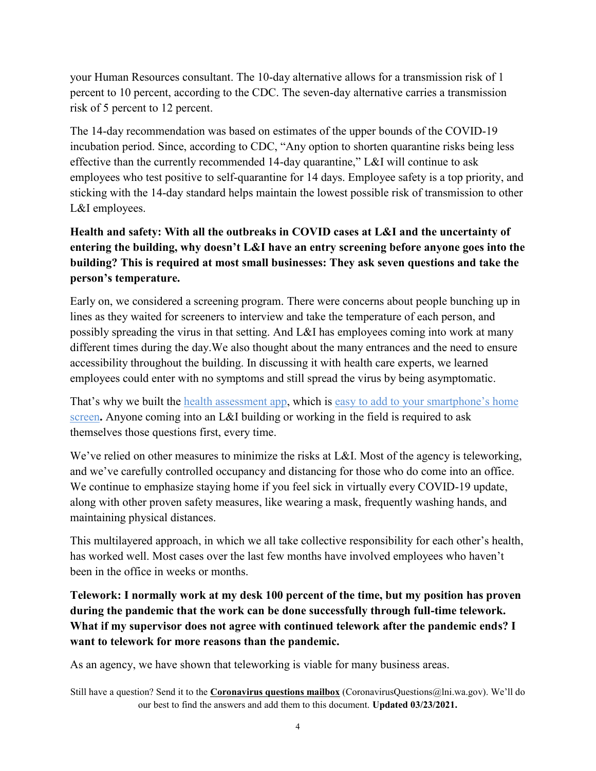your Human Resources consultant. The 10-day alternative allows for a transmission risk of 1 percent to 10 percent, according to the CDC. The seven-day alternative carries a transmission risk of 5 percent to 12 percent.

The 14-day recommendation was based on estimates of the upper bounds of the COVID-19 incubation period. Since, according to CDC, "Any option to shorten quarantine risks being less effective than the currently recommended 14-day quarantine," L&I will continue to ask employees who test positive to self-quarantine for 14 days. Employee safety is a top priority, and sticking with the 14-day standard helps maintain the lowest possible risk of transmission to other L&I employees.

**Health and safety: With all the outbreaks in COVID cases at L&I and the uncertainty of entering the building, why doesn't L&I have an entry screening before anyone goes into the building? This is required at most small businesses: They ask seven questions and take the person's temperature.**

Early on, we considered a screening program. There were concerns about people bunching up in lines as they waited for screeners to interview and take the temperature of each person, and possibly spreading the virus in that setting. And L&I has employees coming into work at many different times during the day.We also thought about the many entrances and the need to ensure accessibility throughout the building. In discussing it with health care experts, we learned employees could enter with no symptoms and still spread the virus by being asymptomatic.

That's why we built the health assessment app, which is easy to add to your smartphone's home screen**.** Anyone coming into an L&I building or working in the field is required to ask themselves those questions first, every time.

We've relied on other measures to minimize the risks at L&I. Most of the agency is teleworking, and we've carefully controlled occupancy and distancing for those who do come into an office. We continue to emphasize staying home if you feel sick in virtually every COVID-19 update, along with other proven safety measures, like wearing a mask, frequently washing hands, and maintaining physical distances.

This multilayered approach, in which we all take collective responsibility for each other's health, has worked well. Most cases over the last few months have involved employees who haven't been in the office in weeks or months.

**Telework: I normally work at my desk 100 percent of the time, but my position has proven during the pandemic that the work can be done successfully through full-time telework. What if my supervisor does not agree with continued telework after the pandemic ends? I want to telework for more reasons than the pandemic.**

As an agency, we have shown that teleworking is viable for many business areas.

Still have a question? Send it to the **Coronavirus questions mailbox** (CoronavirusQuestions@lni.wa.gov). We'll do our best to find the answers and add them to this document. **Updated 03/23/2021.**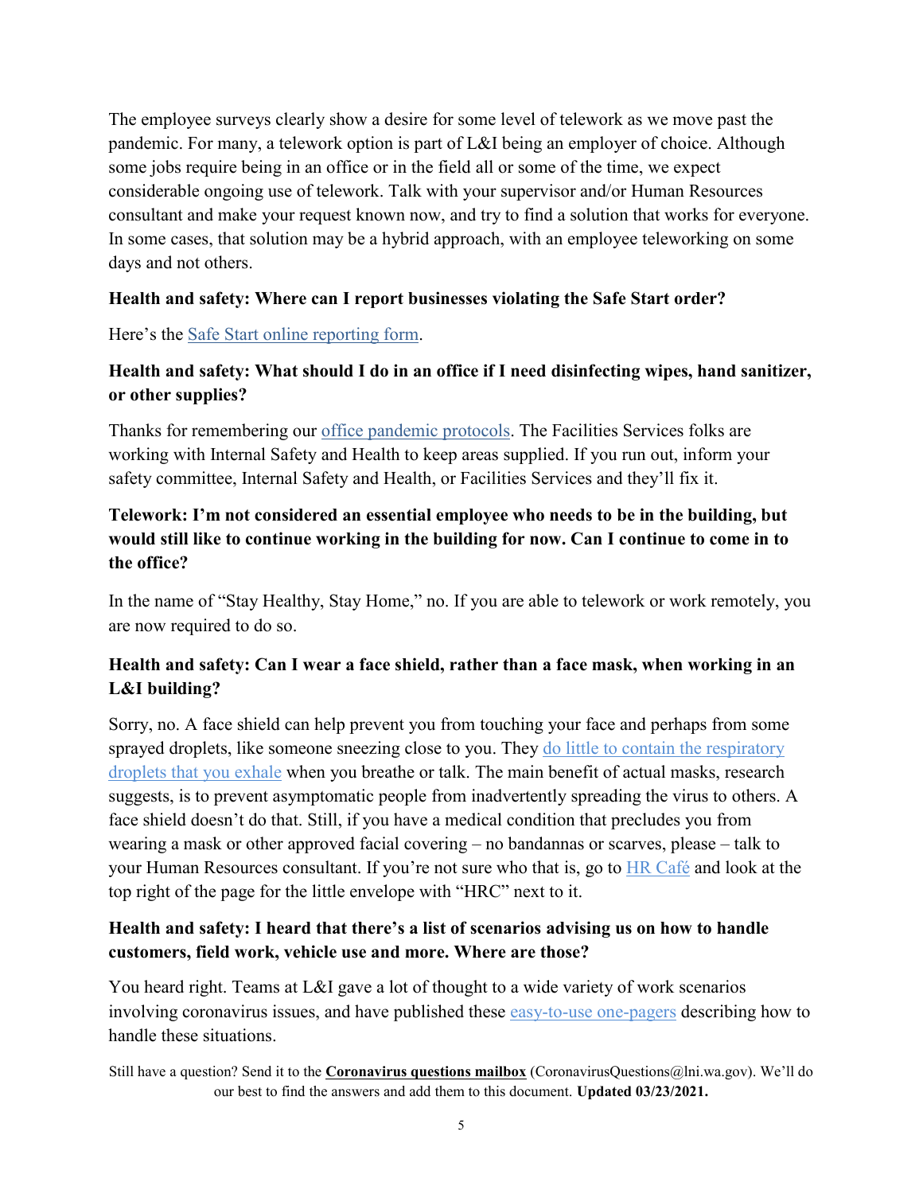The employee surveys clearly show a desire for some level of telework as we move past the pandemic. For many, a telework option is part of L&I being an employer of choice. Although some jobs require being in an office or in the field all or some of the time, we expect considerable ongoing use of telework. Talk with your supervisor and/or Human Resources consultant and make your request known now, and try to find a solution that works for everyone. In some cases, that solution may be a hybrid approach, with an employee teleworking on some days and not others.

**Health and safety: Where can I report businesses violating the Safe Start order?**

Here's the Safe Start online reporting form.

**Health and safety: What should I do in an office if I need disinfecting wipes, hand sanitizer, or other supplies?**

Thanks for remembering our office pandemic protocols. The Facilities Services folks are working with Internal Safety and Health to keep areas supplied. If you run out, inform your safety committee, Internal Safety and Health, or Facilities Services and they'll fix it.

**Telework: I'm not considered an essential employee who needs to be in the building, but would still like to continue working in the building for now. Can I continue to come in to the office?**

In the name of "Stay Healthy, Stay Home," no. If you are able to telework or work remotely, you are now required to do so.

**Health and safety: Can I wear a face shield, rather than a face mask, when working in an L&I building?**

Sorry, no. A face shield can help prevent you from touching your face and perhaps from some sprayed droplets, like someone sneezing close to you. They do little to contain the respiratory droplets that you exhale when you breathe or talk. The main benefit of actual masks, research suggests, is to prevent asymptomatic people from inadvertently spreading the virus to others. A face shield doesn't do that. Still, if you have a medical condition that precludes you from wearing a mask or other approved facial covering – no bandannas or scarves, please – talk to your Human Resources consultant. If you're not sure who that is, go to HR Café and look at the top right of the page for the little envelope with "HRC" next to it.

**Health and safety: I heard that there's a list of scenarios advising us on how to handle customers, field work, vehicle use and more. Where are those?**

You heard right. Teams at L&I gave a lot of thought to a wide variety of work scenarios involving coronavirus issues, and have published these easy-to-use one-pagers describing how to handle these situations.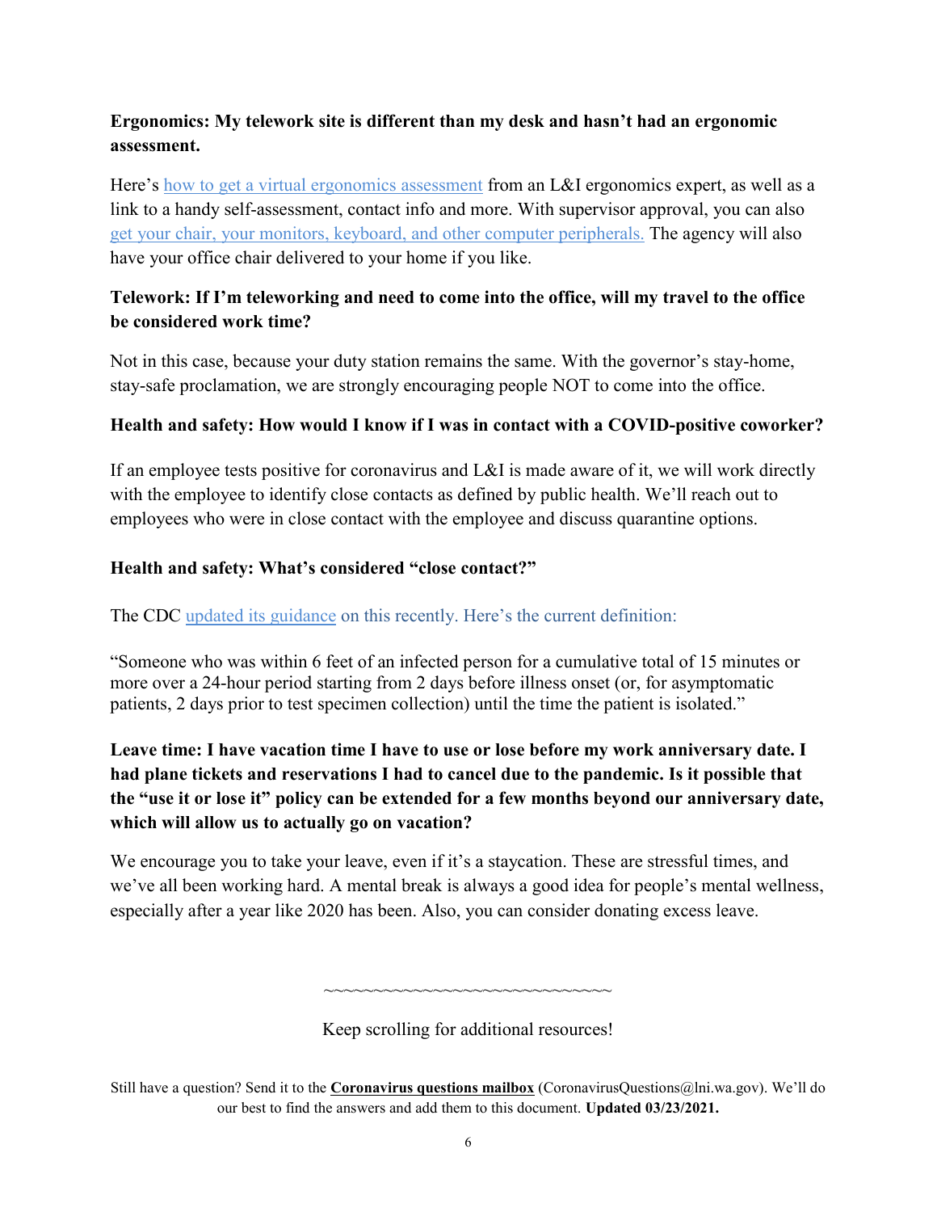**Ergonomics: My telework site is different than my desk and hasn't had an ergonomic assessment.**

Here's how to get a virtual ergonomics assessment from an L&I ergonomics expert, as well as a link to a handy self-assessment, contact info and more. With supervisor approval, you can also get your chair, your monitors, keyboard, and other computer peripherals. The agency will also have your office chair delivered to your home if you like.

**Telework: If I'm teleworking and need to come into the office, will my travel to the office be considered work time?**

Not in this case, because your duty station remains the same. With the governor's stay-home, stay-safe proclamation, we are strongly encouraging people NOT to come into the office.

**Health and safety: How would I know if I was in contact with a COVID-positive coworker?**

If an employee tests positive for coronavirus and L&I is made aware of it, we will work directly with the employee to identify close contacts as defined by public health. We'll reach out to employees who were in close contact with the employee and discuss quarantine options.

**Health and safety: What's considered "close contact?"**

The CDC updated its guidance on this recently. Here's the current definition:

"Someone who was within 6 feet of an infected person for a cumulative total of 15 minutes or more over a 24-hour period starting from 2 days before illness onset (or, for asymptomatic patients, 2 days prior to test specimen collection) until the time the patient is isolated."

**Leave time: I have vacation time I have to use or lose before my work anniversary date. I had plane tickets and reservations I had to cancel due to the pandemic. Is it possible that the "use it or lose it" policy can be extended for a few months beyond our anniversary date, which will allow us to actually go on vacation?**

We encourage you to take your leave, even if it's a staycation. These are stressful times, and we've all been working hard. A mental break is always a good idea for people's mental wellness, especially after a year like 2020 has been. Also, you can consider donating excess leave.

~~~~~~~~~~~~~~~~~~~~~~~~~~~~~

Keep scrolling for additional resources!

Still have a question? Send it to the **Coronavirus questions mailbox** (CoronavirusQuestions@lni.wa.gov). We'll do our best to find the answers and add them to this document. **Updated 03/23/2021.**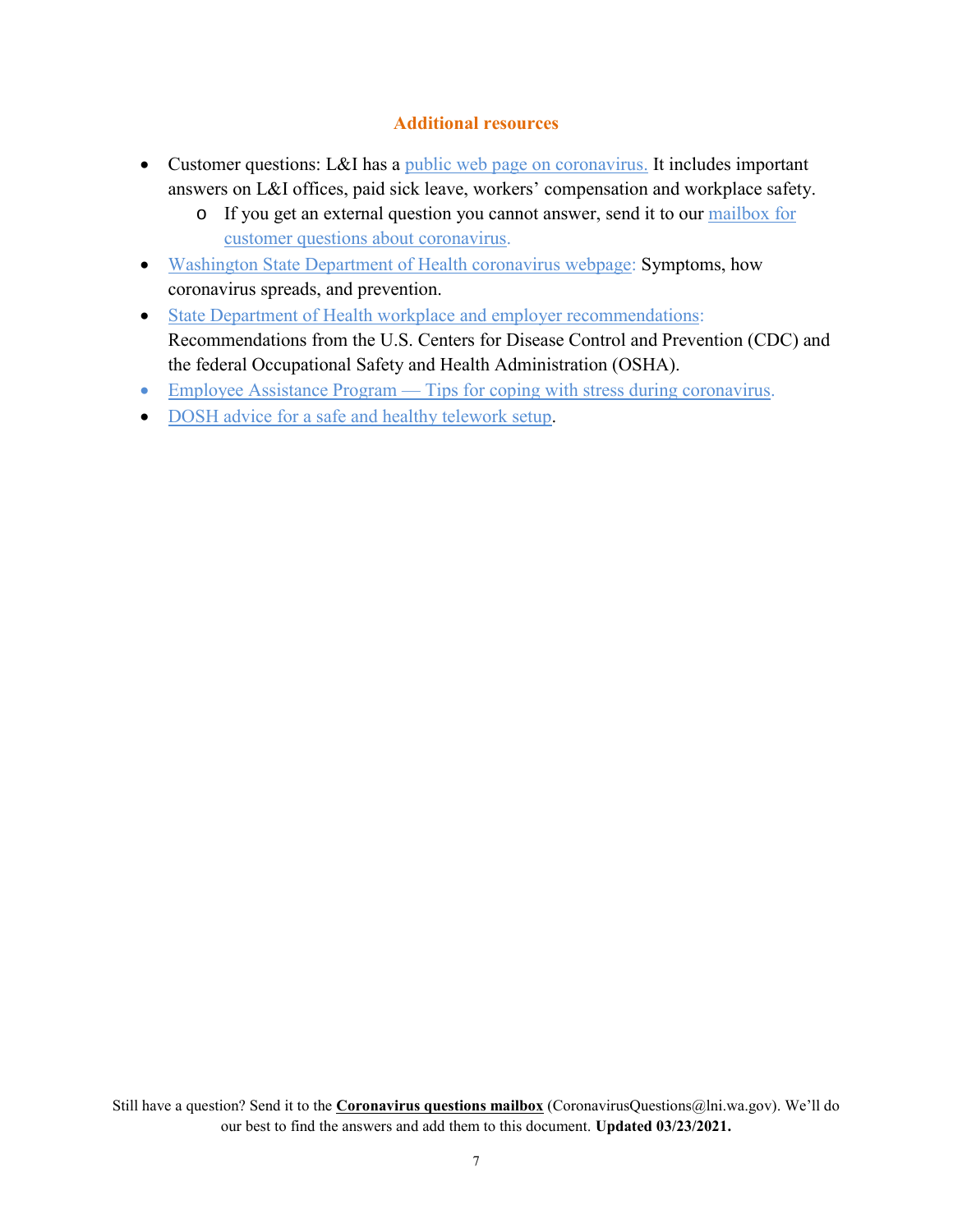## Additional resources

- Customer questions: L&I has a public web page on coronavirus. It includes important answers on L&I offices, paid sick leave, workers' compensation and workplace safety.
  - If you get an external question you cannot answer, send it to our mailbox for customer questions about coronavirus.
- Washington State Department of Health coronavirus webpage: Symptoms, how coronavirus spreads, and prevention.
- State Department of Health workplace and employer recommendations: Recommendations from the U.S. Centers for Disease Control and Prevention (CDC) and the federal Occupational Safety and Health Administration (OSHA).
- Employee Assistance Program — Tips for coping with stress during coronavirus.
- DOSH advice for a safe and healthy telework setup.

Still have a question? Send it to the **Coronavirus questions mailbox** (CoronavirusQuestions@lni.wa.gov). We'll do our best to find the answers and add them to this document. **Updated 03/23/2021.**